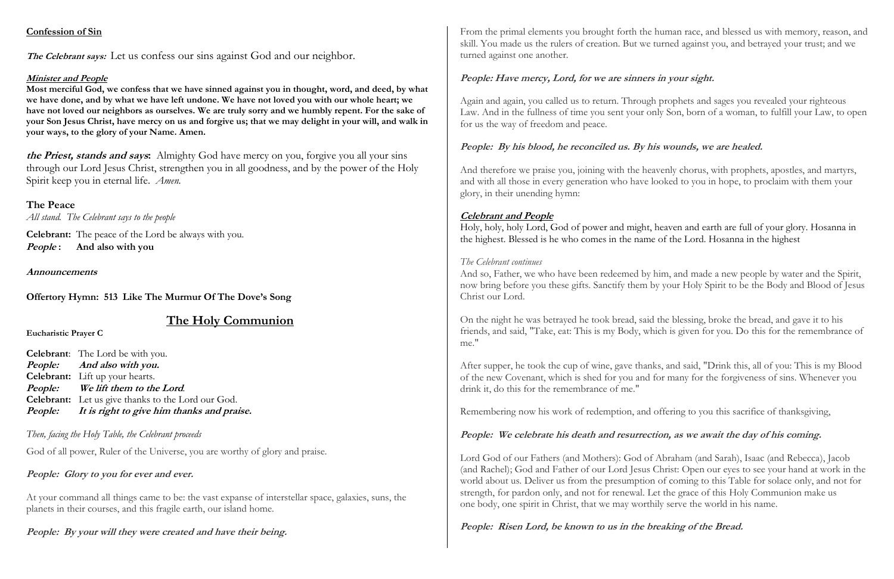**Confession of Sin**

***The Celebrant says:*** Let us confess our sins against God and our neighbor.

***Minister and People***

**Most merciful God, we confess that we have sinned against you in thought, word, and deed, by what we have done, and by what we have left undone. We have not loved you with our whole heart; we have not loved our neighbors as ourselves. We are truly sorry and we humbly repent. For the sake of your Son Jesus Christ, have mercy on us and forgive us; that we may delight in your will, and walk in your ways, to the glory of your Name. Amen.**

***the Priest, stands and says*:** Almighty God have mercy on you, forgive you all your sins through our Lord Jesus Christ, strengthen you in all goodness, and by the power of the Holy Spirit keep you in eternal life. *Amen.*

**The Peace**

*All stand. The Celebrant says to the people*

**Celebrant:** The peace of the Lord be always with you.
***People*:** **And also with you**

***Announcements***

**Offertory Hymn: 513 Like The Murmur Of The Dove's Song**

## The Holy Communion

**Eucharistic Prayer C**

**Celebrant**: The Lord be with you.
***People:*** ***And also with you.***
**Celebrant:** Lift up your hearts.
***People:*** ***We lift them to the Lord*.**
**Celebrant:** Let us give thanks to the Lord our God.
***People:*** ***It is right to give him thanks and praise.***

*Then, facing the Holy Table, the Celebrant proceeds*

God of all power, Ruler of the Universe, you are worthy of glory and praise.

***People: Glory to you for ever and ever.***

At your command all things came to be: the vast expanse of interstellar space, galaxies, suns, the planets in their courses, and this fragile earth, our island home.

***People: By your will they were created and have their being.***

From the primal elements you brought forth the human race, and blessed us with memory, reason, and skill. You made us the rulers of creation. But we turned against you, and betrayed your trust; and we turned against one another.

***People: Have mercy, Lord, for we are sinners in your sight.***

Again and again, you called us to return. Through prophets and sages you revealed your righteous Law. And in the fullness of time you sent your only Son, born of a woman, to fulfill your Law, to open for us the way of freedom and peace.

***People: By his blood, he reconciled us. By his wounds, we are healed.***

And therefore we praise you, joining with the heavenly chorus, with prophets, apostles, and martyrs, and with all those in every generation who have looked to you in hope, to proclaim with them your glory, in their unending hymn:

***Celebrant and People***

Holy, holy, holy Lord, God of power and might, heaven and earth are full of your glory. Hosanna in the highest. Blessed is he who comes in the name of the Lord. Hosanna in the highest

*The Celebrant continues*

And so, Father, we who have been redeemed by him, and made a new people by water and the Spirit, now bring before you these gifts. Sanctify them by your Holy Spirit to be the Body and Blood of Jesus Christ our Lord.

On the night he was betrayed he took bread, said the blessing, broke the bread, and gave it to his friends, and said, "Take, eat: This is my Body, which is given for you. Do this for the remembrance of me."

After supper, he took the cup of wine, gave thanks, and said, "Drink this, all of you: This is my Blood of the new Covenant, which is shed for you and for many for the forgiveness of sins. Whenever you drink it, do this for the remembrance of me."

Remembering now his work of redemption, and offering to you this sacrifice of thanksgiving,

***People: We celebrate his death and resurrection, as we await the day of his coming.***

Lord God of our Fathers (and Mothers): God of Abraham (and Sarah), Isaac (and Rebecca), Jacob (and Rachel); God and Father of our Lord Jesus Christ: Open our eyes to see your hand at work in the world about us. Deliver us from the presumption of coming to this Table for solace only, and not for strength, for pardon only, and not for renewal. Let the grace of this Holy Communion make us one body, one spirit in Christ, that we may worthily serve the world in his name.

***People: Risen Lord, be known to us in the breaking of the Bread.***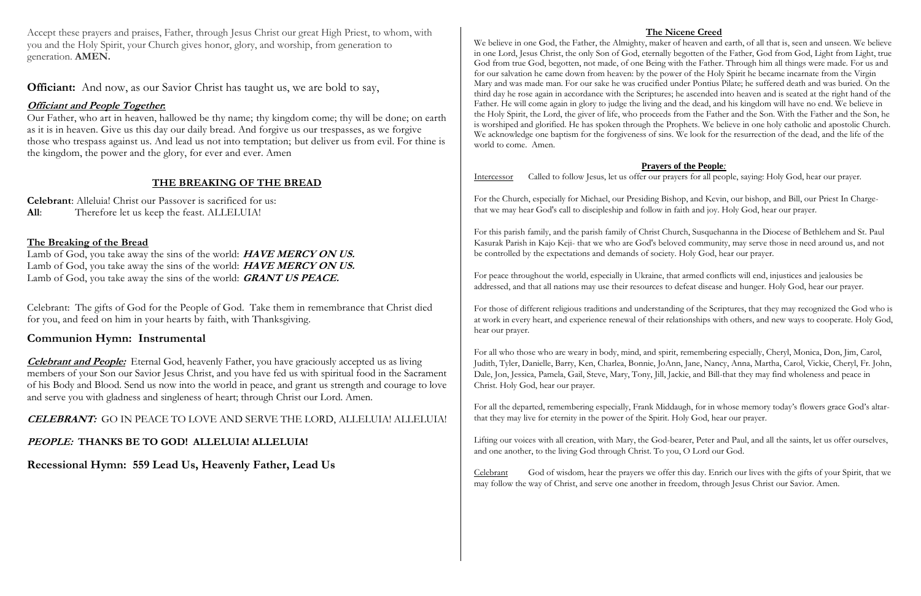Accept these prayers and praises, Father, through Jesus Christ our great High Priest, to whom, with you and the Holy Spirit, your Church gives honor, glory, and worship, from generation to generation. **AMEN.**

**Officiant:** And now, as our Savior Christ has taught us, we are bold to say,

***Officiant and People Together:***

Our Father, who art in heaven, hallowed be thy name; thy kingdom come; thy will be done; on earth as it is in heaven. Give us this day our daily bread. And forgive us our trespasses, as we forgive those who trespass against us. And lead us not into temptation; but deliver us from evil. For thine is the kingdom, the power and the glory, for ever and ever. Amen

## THE BREAKING OF THE BREAD

**Celebrant**: Alleluia! Christ our Passover is sacrificed for us:
**All**: Therefore let us keep the feast. ALLELUIA!

**The Breaking of the Bread**

Lamb of God, you take away the sins of the world: ***HAVE MERCY ON US.***
Lamb of God, you take away the sins of the world: ***HAVE MERCY ON US.***
Lamb of God, you take away the sins of the world: ***GRANT US PEACE.***

Celebrant: The gifts of God for the People of God. Take them in remembrance that Christ died for you, and feed on him in your hearts by faith, with Thanksgiving.

## Communion Hymn: Instrumental

***Celebrant and People:*** Eternal God, heavenly Father, you have graciously accepted us as living members of your Son our Savior Jesus Christ, and you have fed us with spiritual food in the Sacrament of his Body and Blood. Send us now into the world in peace, and grant us strength and courage to love and serve you with gladness and singleness of heart; through Christ our Lord. Amen.

***CELEBRANT:*** GO IN PEACE TO LOVE AND SERVE THE LORD, ALLELUIA! ALLELUIA!

***PEOPLE:*** **THANKS BE TO GOD! ALLELUIA! ALLELUIA!**

## Recessional Hymn: 559 Lead Us, Heavenly Father, Lead Us

## The Nicene Creed

We believe in one God, the Father, the Almighty, maker of heaven and earth, of all that is, seen and unseen. We believe in one Lord, Jesus Christ, the only Son of God, eternally begotten of the Father, God from God, Light from Light, true God from true God, begotten, not made, of one Being with the Father. Through him all things were made. For us and for our salvation he came down from heaven: by the power of the Holy Spirit he became incarnate from the Virgin Mary and was made man. For our sake he was crucified under Pontius Pilate; he suffered death and was buried. On the third day he rose again in accordance with the Scriptures; he ascended into heaven and is seated at the right hand of the Father. He will come again in glory to judge the living and the dead, and his kingdom will have no end. We believe in the Holy Spirit, the Lord, the giver of life, who proceeds from the Father and the Son. With the Father and the Son, he is worshiped and glorified. He has spoken through the Prophets. We believe in one holy catholic and apostolic Church. We acknowledge one baptism for the forgiveness of sins. We look for the resurrection of the dead, and the life of the world to come. Amen.

## Prayers of the People:

Intercessor Called to follow Jesus, let us offer our prayers for all people, saying: Holy God, hear our prayer.

For the Church, especially for Michael, our Presiding Bishop, and Kevin, our bishop, and Bill, our Priest In Charge- that we may hear God's call to discipleship and follow in faith and joy. Holy God, hear our prayer.

For this parish family, and the parish family of Christ Church, Susquehanna in the Diocese of Bethlehem and St. Paul Kasurak Parish in Kajo Keji- that we who are God's beloved community, may serve those in need around us, and not be controlled by the expectations and demands of society. Holy God, hear our prayer.

For peace throughout the world, especially in Ukraine, that armed conflicts will end, injustices and jealousies be addressed, and that all nations may use their resources to defeat disease and hunger. Holy God, hear our prayer.

For those of different religious traditions and understanding of the Scriptures, that they may recognized the God who is at work in every heart, and experience renewal of their relationships with others, and new ways to cooperate. Holy God, hear our prayer.

For all who those who are weary in body, mind, and spirit, remembering especially, Cheryl, Monica, Don, Jim, Carol, Judith, Tyler, Danielle, Barry, Ken, Charlea, Bonnie, JoAnn, Jane, Nancy, Anna, Martha, Carol, Vickie, Cheryl, Fr. John, Dale, Jon, Jessica, Pamela, Gail, Steve, Mary, Tony, Jill, Jackie, and Bill-that they may find wholeness and peace in Christ. Holy God, hear our prayer.

For all the departed, remembering especially, Frank Middaugh, for in whose memory today's flowers grace God's altar- that they may live for eternity in the power of the Spirit. Holy God, hear our prayer.

Lifting our voices with all creation, with Mary, the God-bearer, Peter and Paul, and all the saints, let us offer ourselves, and one another, to the living God through Christ. To you, O Lord our God.

Celebrant God of wisdom, hear the prayers we offer this day. Enrich our lives with the gifts of your Spirit, that we may follow the way of Christ, and serve one another in freedom, through Jesus Christ our Savior. Amen.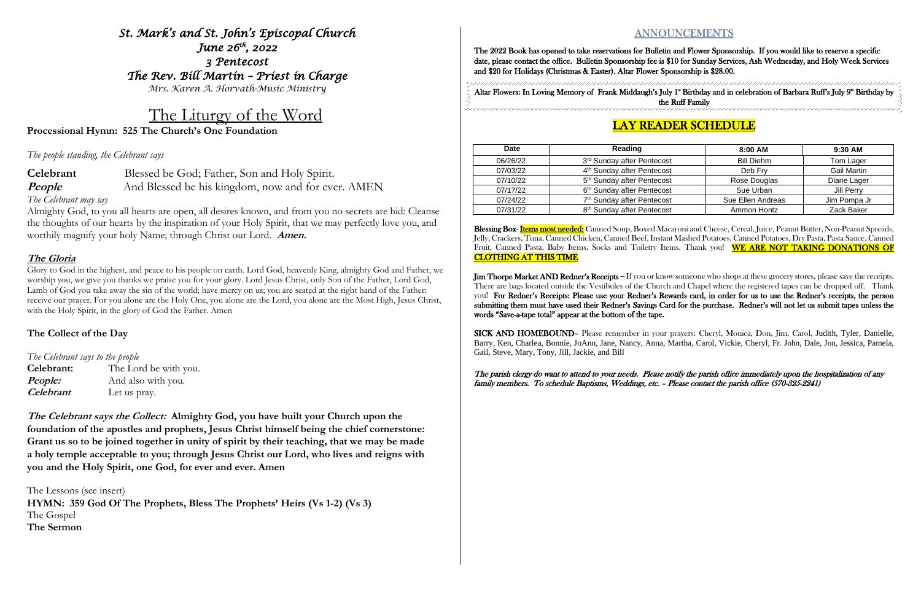# *St. Mark's and St. John's Episcopal Church*

*June 26th, 2022*

*3 Pentecost*

*The Rev. Bill Martin – Priest in Charge*

*Mrs. Karen A. Horvath-Music Ministry*

## The Liturgy of the Word

**Processional Hymn: 525 The Church's One Foundation**

*The people standing, the Celebrant says*

**Celebrant** Blessed be God; Father, Son and Holy Spirit.

***People*** And Blessed be his kingdom, now and for ever. AMEN

*The Celebrant may say*

Almighty God, to you all hearts are open, all desires known, and from you no secrets are hid: Cleanse the thoughts of our hearts by the inspiration of your Holy Spirit, that we may perfectly love you, and worthily magnify your holy Name; through Christ our Lord. ***Amen.***

### *The Gloria*

Glory to God in the highest, and peace to his people on earth. Lord God, heavenly King, almighty God and Father, we worship you, we give you thanks we praise you for your glory. Lord Jesus Christ, only Son of the Father, Lord God, Lamb of God you take away the sin of the world: have mercy on us; you are seated at the right hand of the Father: receive our prayer. For you alone are the Holy One, you alone are the Lord, you alone are the Most High, Jesus Christ, with the Holy Spirit, in the glory of God the Father. Amen

### The Collect of the Day

*The Celebrant says to the people*

**Celebrant:** The Lord be with you.

***People:*** And also with you.

***Celebrant*** Let us pray.

***The Celebrant says the Collect:*** **Almighty God, you have built your Church upon the foundation of the apostles and prophets, Jesus Christ himself being the chief cornerstone: Grant us so to be joined together in unity of spirit by their teaching, that we may be made a holy temple acceptable to you; through Jesus Christ our Lord, who lives and reigns with you and the Holy Spirit, one God, for ever and ever. Amen**

The Lessons (see insert)

**HYMN: 359 God Of The Prophets, Bless The Prophets' Heirs (Vs 1-2) (Vs 3)**

The Gospel

**The Sermon**

## ANNOUNCEMENTS

**The 2022 Book has opened to take reservations for Bulletin and Flower Sponsorship. If you would like to reserve a specific date, please contact the office. Bulletin Sponsorship fee is $10 for Sunday Services, Ash Wednesday, and Holy Week Services and $20 for Holidays (Christmas & Easter). Altar Flower Sponsorship is $28.00.**

**Altar Flowers: In Loving Memory of Frank Middaugh's July 1st Birthday and in celebration of Barbara Ruff's July 9th Birthday by the Ruff Family**

## LAY READER SCHEDULE

| Date | Reading | 8:00 AM | 9:30 AM |
|---|---|---|---|
| 06/26/22 | 3rd Sunday after Pentecost | Bill Diehm | Tom Lager |
| 07/03/22 | 4th Sunday after Pentecost | Deb Fry | Gail Martin |
| 07/10/22 | 5th Sunday after Pentecost | Rose Douglas | Diane Lager |
| 07/17/22 | 6th Sunday after Pentecost | Sue Urban | Jill Perry |
| 07/24/22 | 7th Sunday after Pentecost | Sue Ellen Andreas | Jim Pompa Jr |
| 07/31/22 | 8th Sunday after Pentecost | Ammon Hontz | Zack Baker |

**Blessing Box- Items most needed:** Canned Soup, Boxed Macaroni and Cheese, Cereal, Juice, Peanut Butter, Non-Peanut Spreads, Jelly, Crackers, Tuna, Canned Chicken, Canned Beef, Instant Mashed Potatoes, Canned Potatoes, Dry Pasta, Pasta Sauce, Canned Fruit, Canned Pasta, Baby Items, Socks and Toiletry Items. Thank you! **WE ARE NOT TAKING DONATIONS OF CLOTHING AT THIS TIME**

**Jim Thorpe Market AND Redner's Receipts** – If you or know someone who shops at these grocery stores, please save the receipts. There are bags located outside the Vestibules of the Church and Chapel where the registered tapes can be dropped off. Thank you! **For Redner's Receipts: Please use your Redner's Rewards card, in order for us to use the Redner's receipts, the person submitting them must have used their Redner's Savings Card for the purchase. Redner's will not let us submit tapes unless the words "Save-a-tape total" appear at the bottom of the tape.**

**SICK AND HOMEBOUND**– Please remember in your prayers: Cheryl, Monica, Don, Jim, Carol, Judith, Tyler, Danielle, Barry, Ken, Charlea, Bonnie, JoAnn, Jane, Nancy, Anna, Martha, Carol, Vickie, Cheryl, Fr. John, Dale, Jon, Jessica, Pamela, Gail, Steve, Mary, Tony, Jill, Jackie, and Bill

***The parish clergy do want to attend to your needs. Please notify the parish office immediately upon the hospitalization of any family members. To schedule Baptisms, Weddings, etc. – Please contact the parish office (570-325-2241)***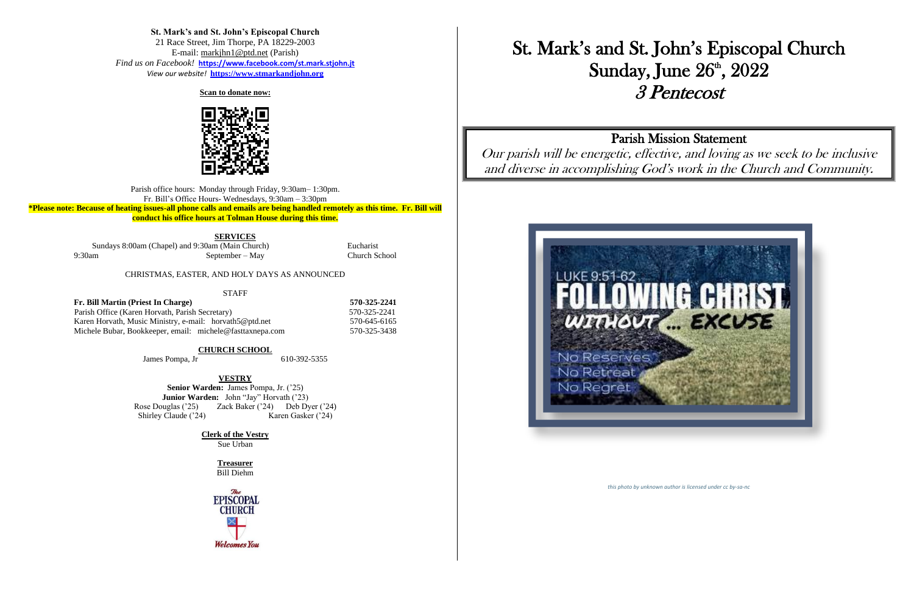**St. Mark's and St. John's Episcopal Church**
21 Race Street, Jim Thorpe, PA 18229-2003
E-mail: markjhn1@ptd.net (Parish)
*Find us on Facebook!* **https://www.facebook.com/st.mark.stjohn.jt**
*View our website!* **https://www.stmarkandjohn.org**

**Scan to donate now:**

Parish office hours: Monday through Friday, 9:30am– 1:30pm.
Fr. Bill's Office Hours- Wednesdays, 9:30am – 3:30pm
**\*Please note: Because of heating issues-all phone calls and emails are being handled remotely as this time. Fr. Bill will conduct his office hours at Tolman House during this time.**

**SERVICES**

| | | |
|---|---|---|
| Sundays 8:00am (Chapel) and 9:30am (Main Church) | | Eucharist |
| 9:30am | September – May | Church School |

CHRISTMAS, EASTER, AND HOLY DAYS AS ANNOUNCED

STAFF

| | |
|---|---|
| **Fr. Bill Martin (Priest In Charge)** | **570-325-2241** |
| Parish Office (Karen Horvath, Parish Secretary) | 570-325-2241 |
| Karen Horvath, Music Ministry, e-mail: horvath5@ptd.net | 570-645-6165 |
| Michele Bubar, Bookkeeper, email: michele@fasttaxnepa.com | 570-325-3438 |

**CHURCH SCHOOL**
James Pompa, Jr 610-392-5355

**VESTRY**
**Senior Warden:** James Pompa, Jr. ('25)
**Junior Warden:** John "Jay" Horvath ('23)
Rose Douglas ('25) Zack Baker ('24) Deb Dyer ('24)
Shirley Claude ('24) Karen Gasker ('24)

**Clerk of the Vestry**
Sue Urban

**Treasurer**
Bill Diehm

The EPISCOPAL CHURCH Welcomes You

# St. Mark's and St. John's Episcopal Church
# Sunday, June 26th, 2022
# *3 Pentecost*

## Parish Mission Statement

*Our parish will be energetic, effective, and loving as we seek to be inclusive and diverse in accomplishing God's work in the Church and Community.*

*this photo by unknown author is licensed under cc by-sa-nc*